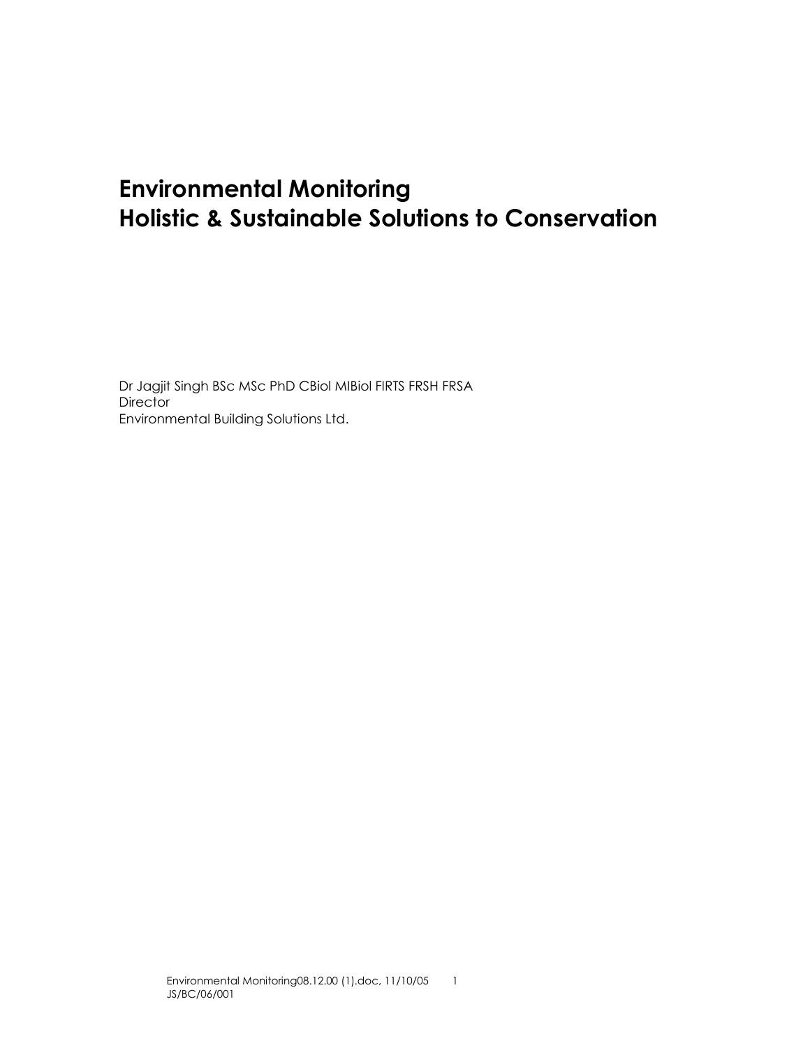# Environmental Monitoring
# Holistic & Sustainable Solutions to Conservation

Dr Jagjit Singh BSc MSc PhD CBiol MIBiol FIRTS FRSH FRSA
Director
Environmental Building Solutions Ltd.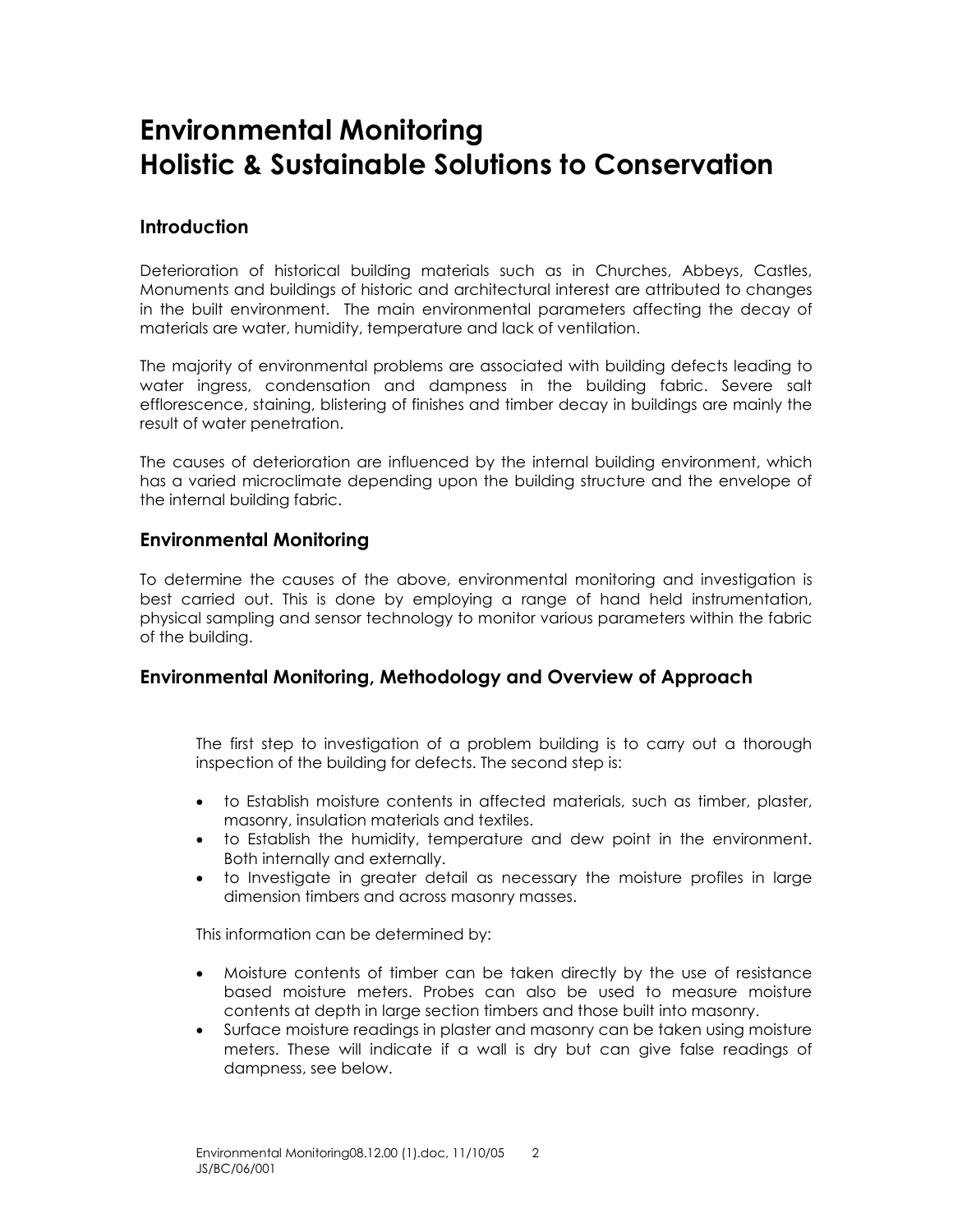# Environmental Monitoring
# Holistic & Sustainable Solutions to Conservation

## Introduction

Deterioration of historical building materials such as in Churches, Abbeys, Castles, Monuments and buildings of historic and architectural interest are attributed to changes in the built environment. The main environmental parameters affecting the decay of materials are water, humidity, temperature and lack of ventilation.

The majority of environmental problems are associated with building defects leading to water ingress, condensation and dampness in the building fabric. Severe salt efflorescence, staining, blistering of finishes and timber decay in buildings are mainly the result of water penetration.

The causes of deterioration are influenced by the internal building environment, which has a varied microclimate depending upon the building structure and the envelope of the internal building fabric.

## Environmental Monitoring

To determine the causes of the above, environmental monitoring and investigation is best carried out. This is done by employing a range of hand held instrumentation, physical sampling and sensor technology to monitor various parameters within the fabric of the building.

## Environmental Monitoring, Methodology and Overview of Approach

The first step to investigation of a problem building is to carry out a thorough inspection of the building for defects. The second step is:

- to Establish moisture contents in affected materials, such as timber, plaster, masonry, insulation materials and textiles.
- to Establish the humidity, temperature and dew point in the environment. Both internally and externally.
- to Investigate in greater detail as necessary the moisture profiles in large dimension timbers and across masonry masses.

This information can be determined by:

- Moisture contents of timber can be taken directly by the use of resistance based moisture meters. Probes can also be used to measure moisture contents at depth in large section timbers and those built into masonry.
- Surface moisture readings in plaster and masonry can be taken using moisture meters. These will indicate if a wall is dry but can give false readings of dampness, see below.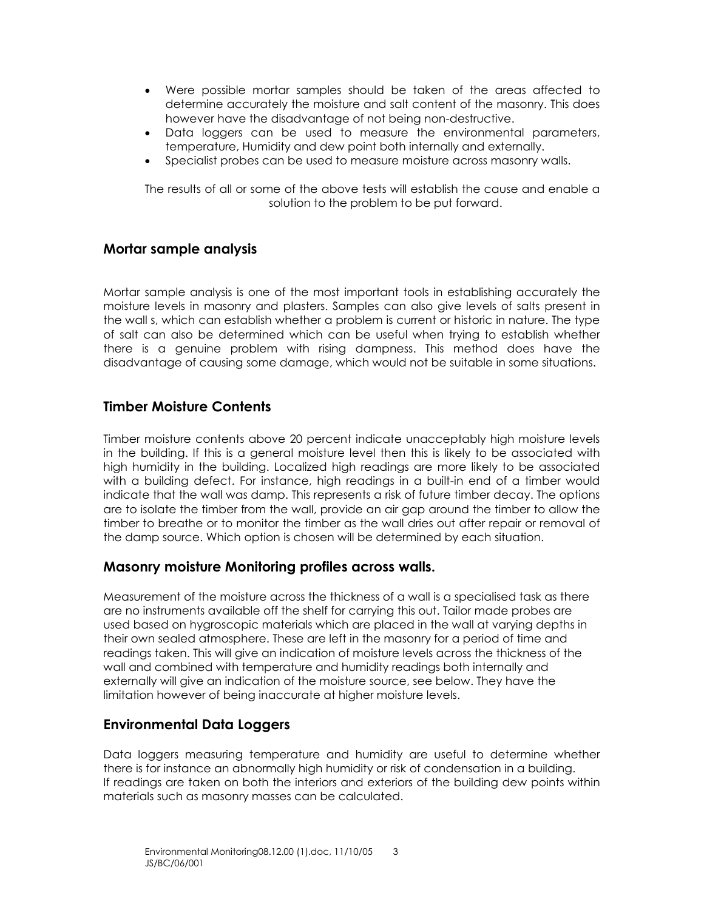- Were possible mortar samples should be taken of the areas affected to determine accurately the moisture and salt content of the masonry. This does however have the disadvantage of not being non-destructive.
- Data loggers can be used to measure the environmental parameters, temperature, Humidity and dew point both internally and externally.
- Specialist probes can be used to measure moisture across masonry walls.

The results of all or some of the above tests will establish the cause and enable a solution to the problem to be put forward.

## Mortar sample analysis

Mortar sample analysis is one of the most important tools in establishing accurately the moisture levels in masonry and plasters. Samples can also give levels of salts present in the wall s, which can establish whether a problem is current or historic in nature. The type of salt can also be determined which can be useful when trying to establish whether there is a genuine problem with rising dampness. This method does have the disadvantage of causing some damage, which would not be suitable in some situations.

## Timber Moisture Contents

Timber moisture contents above 20 percent indicate unacceptably high moisture levels in the building. If this is a general moisture level then this is likely to be associated with high humidity in the building. Localized high readings are more likely to be associated with a building defect. For instance, high readings in a built-in end of a timber would indicate that the wall was damp. This represents a risk of future timber decay. The options are to isolate the timber from the wall, provide an air gap around the timber to allow the timber to breathe or to monitor the timber as the wall dries out after repair or removal of the damp source. Which option is chosen will be determined by each situation.

## Masonry moisture Monitoring profiles across walls.

Measurement of the moisture across the thickness of a wall is a specialised task as there are no instruments available off the shelf for carrying this out. Tailor made probes are used based on hygroscopic materials which are placed in the wall at varying depths in their own sealed atmosphere. These are left in the masonry for a period of time and readings taken. This will give an indication of moisture levels across the thickness of the wall and combined with temperature and humidity readings both internally and externally will give an indication of the moisture source, see below. They have the limitation however of being inaccurate at higher moisture levels.

## Environmental Data Loggers

Data loggers measuring temperature and humidity are useful to determine whether there is for instance an abnormally high humidity or risk of condensation in a building. If readings are taken on both the interiors and exteriors of the building dew points within materials such as masonry masses can be calculated.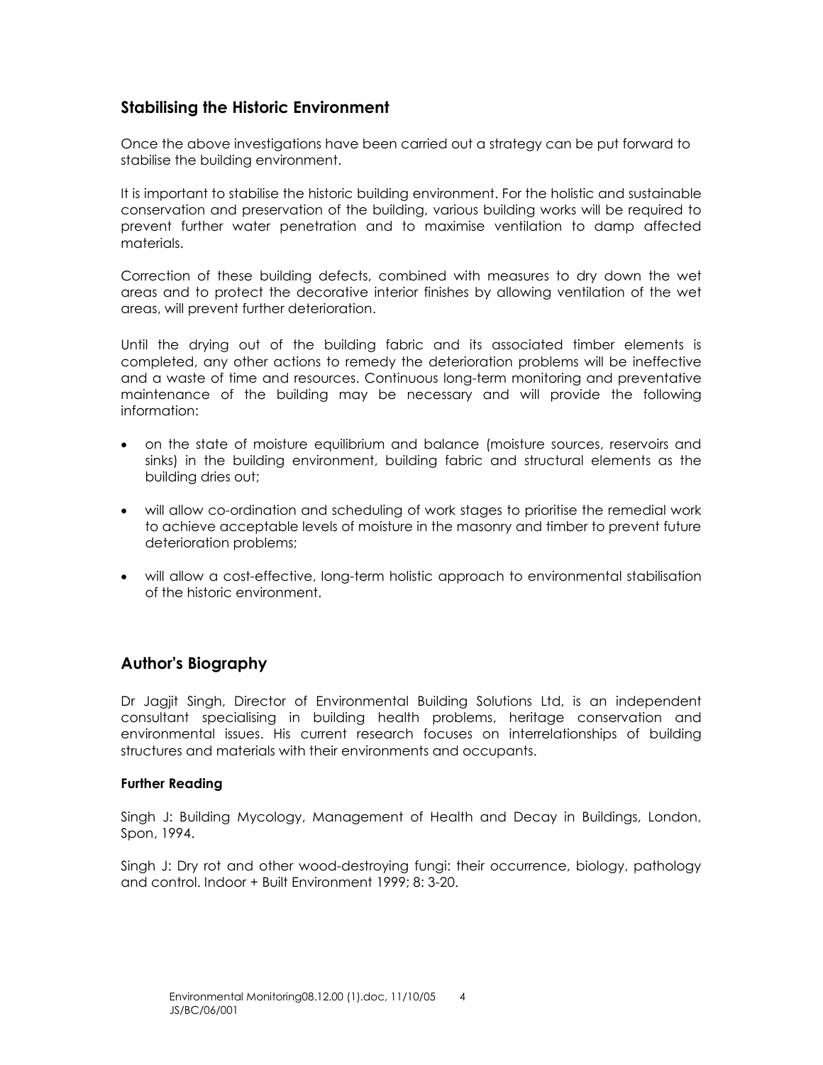## Stabilising the Historic Environment

Once the above investigations have been carried out a strategy can be put forward to stabilise the building environment.

It is important to stabilise the historic building environment. For the holistic and sustainable conservation and preservation of the building, various building works will be required to prevent further water penetration and to maximise ventilation to damp affected materials.

Correction of these building defects, combined with measures to dry down the wet areas and to protect the decorative interior finishes by allowing ventilation of the wet areas, will prevent further deterioration.

Until the drying out of the building fabric and its associated timber elements is completed, any other actions to remedy the deterioration problems will be ineffective and a waste of time and resources. Continuous long-term monitoring and preventative maintenance of the building may be necessary and will provide the following information:

- on the state of moisture equilibrium and balance (moisture sources, reservoirs and sinks) in the building environment, building fabric and structural elements as the building dries out;
- will allow co-ordination and scheduling of work stages to prioritise the remedial work to achieve acceptable levels of moisture in the masonry and timber to prevent future deterioration problems;
- will allow a cost-effective, long-term holistic approach to environmental stabilisation of the historic environment.

## Author's Biography

Dr Jagjit Singh, Director of Environmental Building Solutions Ltd, is an independent consultant specialising in building health problems, heritage conservation and environmental issues. His current research focuses on interrelationships of building structures and materials with their environments and occupants.

### Further Reading

Singh J: Building Mycology, Management of Health and Decay in Buildings, London, Spon, 1994.

Singh J: Dry rot and other wood-destroying fungi: their occurrence, biology, pathology and control. Indoor + Built Environment 1999; 8: 3-20.